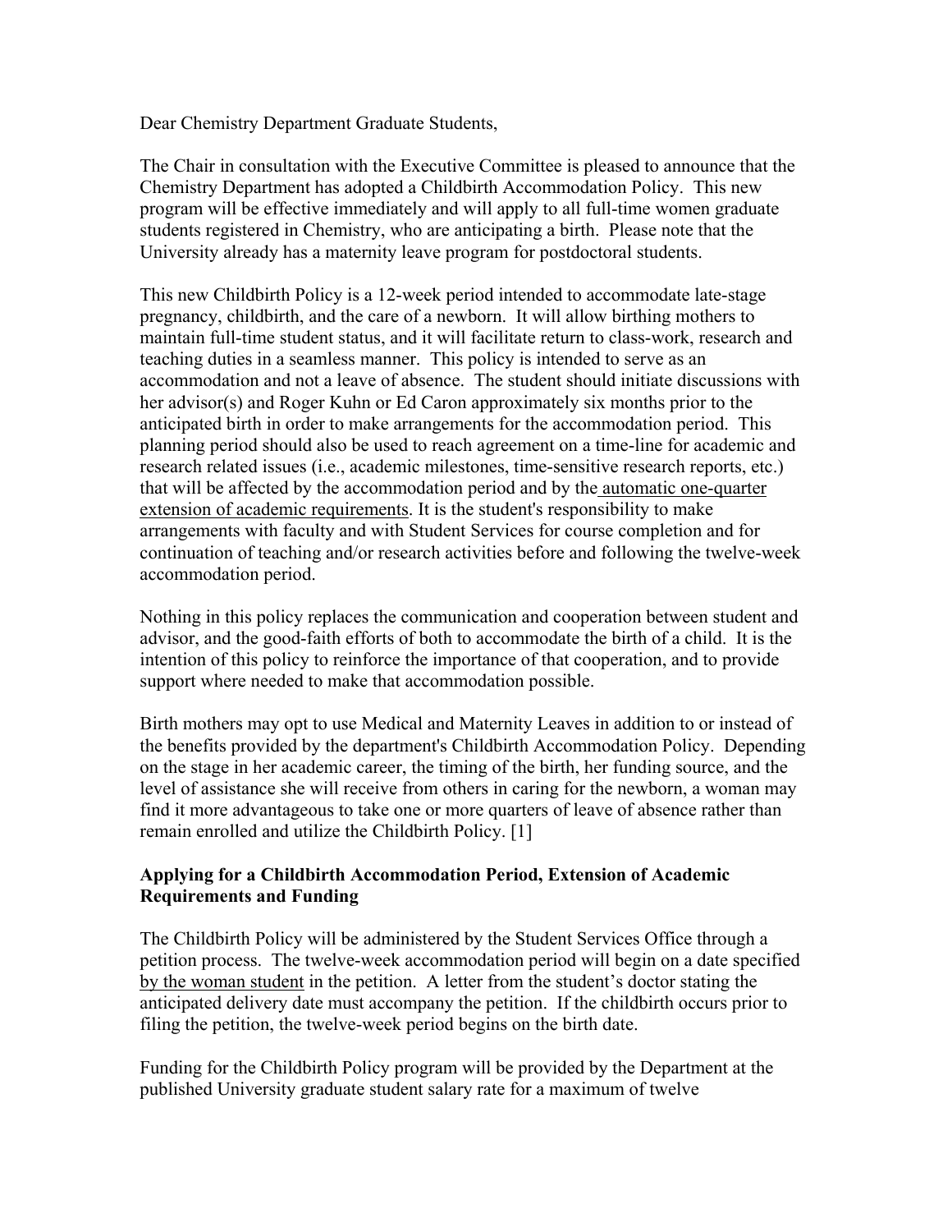Dear Chemistry Department Graduate Students,

The Chair in consultation with the Executive Committee is pleased to announce that the Chemistry Department has adopted a Childbirth Accommodation Policy. This new program will be effective immediately and will apply to all full-time women graduate students registered in Chemistry, who are anticipating a birth. Please note that the University already has a maternity leave program for postdoctoral students.

This new Childbirth Policy is a 12-week period intended to accommodate late-stage pregnancy, childbirth, and the care of a newborn. It will allow birthing mothers to maintain full-time student status, and it will facilitate return to class-work, research and teaching duties in a seamless manner. This policy is intended to serve as an accommodation and not a leave of absence. The student should initiate discussions with her advisor(s) and Roger Kuhn or Ed Caron approximately six months prior to the anticipated birth in order to make arrangements for the accommodation period. This planning period should also be used to reach agreement on a time-line for academic and research related issues (i.e., academic milestones, time-sensitive research reports, etc.) that will be affected by the accommodation period and by the <u>automatic one-quarter extension of academic requirements</u>. It is the student's responsibility to make arrangements with faculty and with Student Services for course completion and for continuation of teaching and/or research activities before and following the twelve-week accommodation period.

Nothing in this policy replaces the communication and cooperation between student and advisor, and the good-faith efforts of both to accommodate the birth of a child. It is the intention of this policy to reinforce the importance of that cooperation, and to provide support where needed to make that accommodation possible.

Birth mothers may opt to use Medical and Maternity Leaves in addition to or instead of the benefits provided by the department's Childbirth Accommodation Policy. Depending on the stage in her academic career, the timing of the birth, her funding source, and the level of assistance she will receive from others in caring for the newborn, a woman may find it more advantageous to take one or more quarters of leave of absence rather than remain enrolled and utilize the Childbirth Policy. [1]

**Applying for a Childbirth Accommodation Period, Extension of Academic Requirements and Funding**

The Childbirth Policy will be administered by the Student Services Office through a petition process. The twelve-week accommodation period will begin on a date specified <u>by the woman student</u> in the petition. A letter from the student's doctor stating the anticipated delivery date must accompany the petition. If the childbirth occurs prior to filing the petition, the twelve-week period begins on the birth date.

Funding for the Childbirth Policy program will be provided by the Department at the published University graduate student salary rate for a maximum of twelve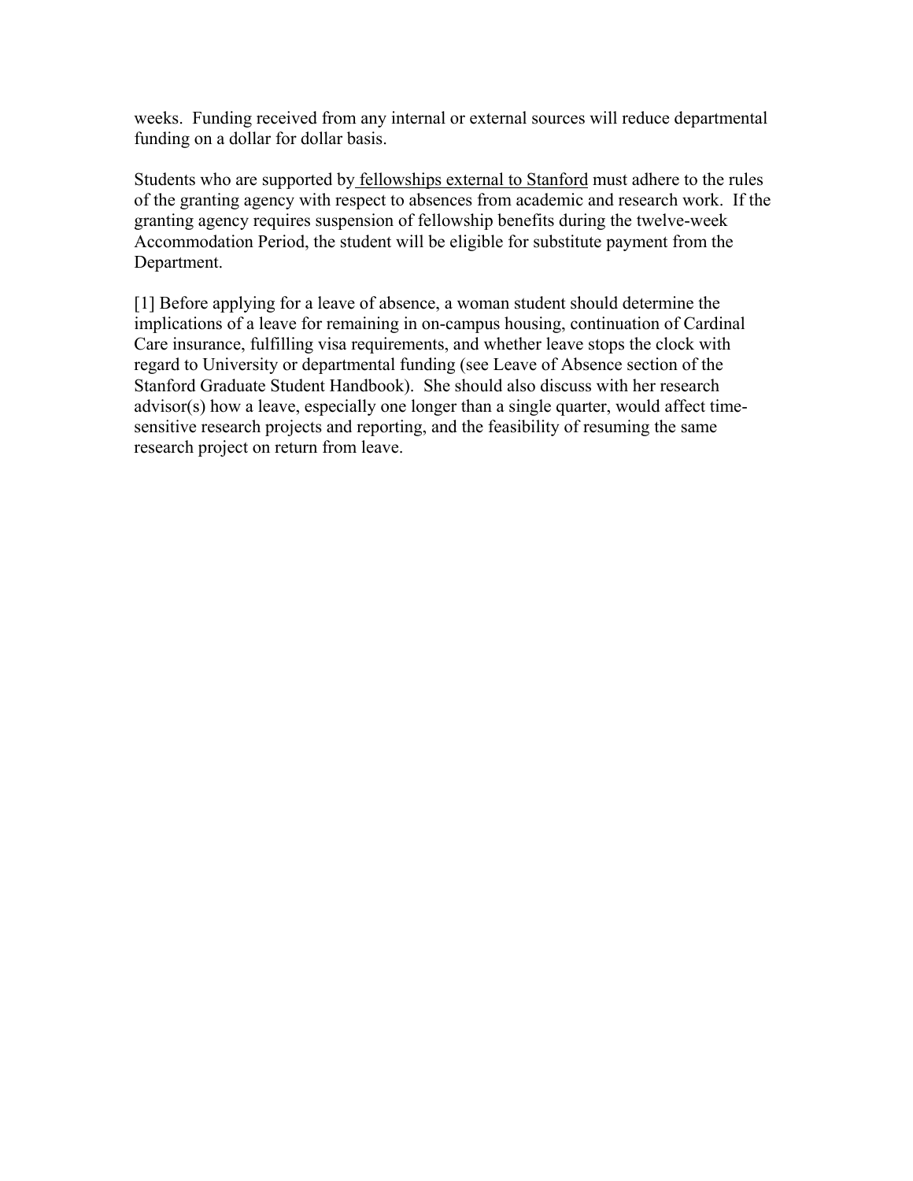weeks. Funding received from any internal or external sources will reduce departmental funding on a dollar for dollar basis.

Students who are supported by fellowships external to Stanford must adhere to the rules of the granting agency with respect to absences from academic and research work. If the granting agency requires suspension of fellowship benefits during the twelve-week Accommodation Period, the student will be eligible for substitute payment from the Department.

[1] Before applying for a leave of absence, a woman student should determine the implications of a leave for remaining in on-campus housing, continuation of Cardinal Care insurance, fulfilling visa requirements, and whether leave stops the clock with regard to University or departmental funding (see Leave of Absence section of the Stanford Graduate Student Handbook). She should also discuss with her research advisor(s) how a leave, especially one longer than a single quarter, would affect time-sensitive research projects and reporting, and the feasibility of resuming the same research project on return from leave.